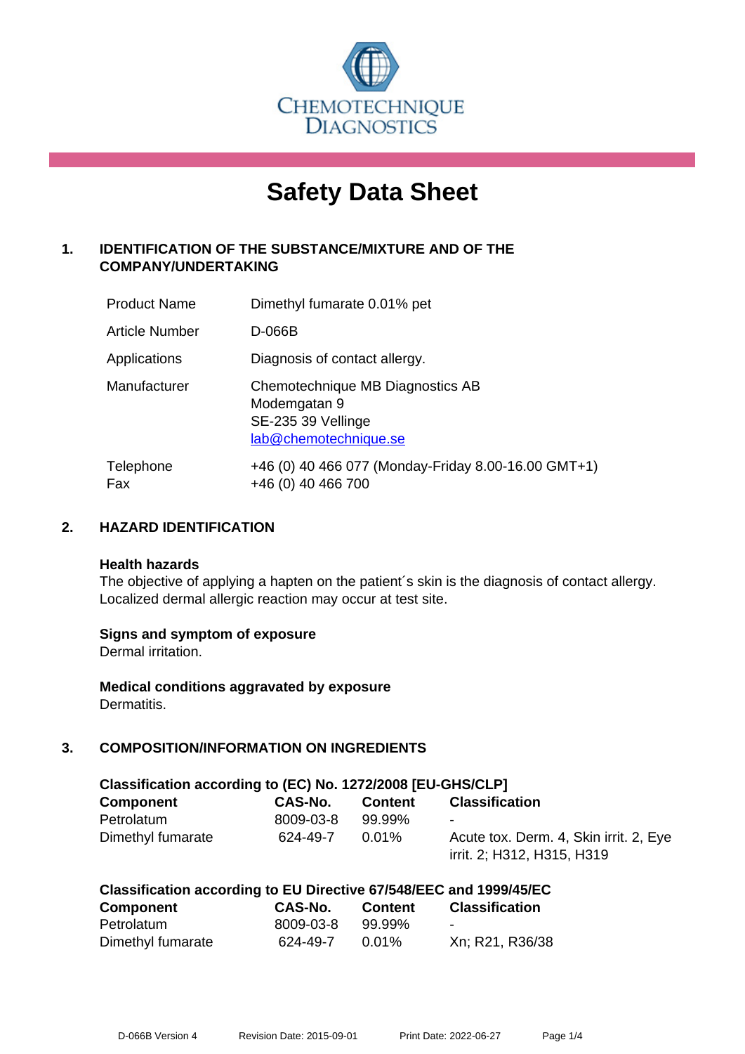CHEMOTECHNIQUE DIAGNOSTICS

# Safety Data Sheet

## 1. IDENTIFICATION OF THE SUBSTANCE/MIXTURE AND OF THE COMPANY/UNDERTAKING

| | |
|---|---|
| Product Name | Dimethyl fumarate 0.01% pet |
| Article Number | D-066B |
| Applications | Diagnosis of contact allergy. |
| Manufacturer | Chemotechnique MB Diagnostics AB<br>Modemgatan 9<br>SE-235 39 Vellinge<br>lab@chemotechnique.se |
| Telephone<br>Fax | +46 (0) 40 466 077 (Monday-Friday 8.00-16.00 GMT+1)<br>+46 (0) 40 466 700 |

## 2. HAZARD IDENTIFICATION

**Health hazards**
The objective of applying a hapten on the patient´s skin is the diagnosis of contact allergy. Localized dermal allergic reaction may occur at test site.

**Signs and symptom of exposure**
Dermal irritation.

**Medical conditions aggravated by exposure**
Dermatitis.

## 3. COMPOSITION/INFORMATION ON INGREDIENTS

**Classification according to (EC) No. 1272/2008 [EU-GHS/CLP]**

| Component | CAS-No. | Content | Classification |
|---|---|---|---|
| Petrolatum | 8009-03-8 | 99.99% | - |
| Dimethyl fumarate | 624-49-7 | 0.01% | Acute tox. Derm. 4, Skin irrit. 2, Eye irrit. 2; H312, H315, H319 |

**Classification according to EU Directive 67/548/EEC and 1999/45/EC**

| Component | CAS-No. | Content | Classification |
|---|---|---|---|
| Petrolatum | 8009-03-8 | 99.99% | - |
| Dimethyl fumarate | 624-49-7 | 0.01% | Xn; R21, R36/38 |

D-066B Version 4    Revision Date: 2015-09-01    Print Date: 2022-06-27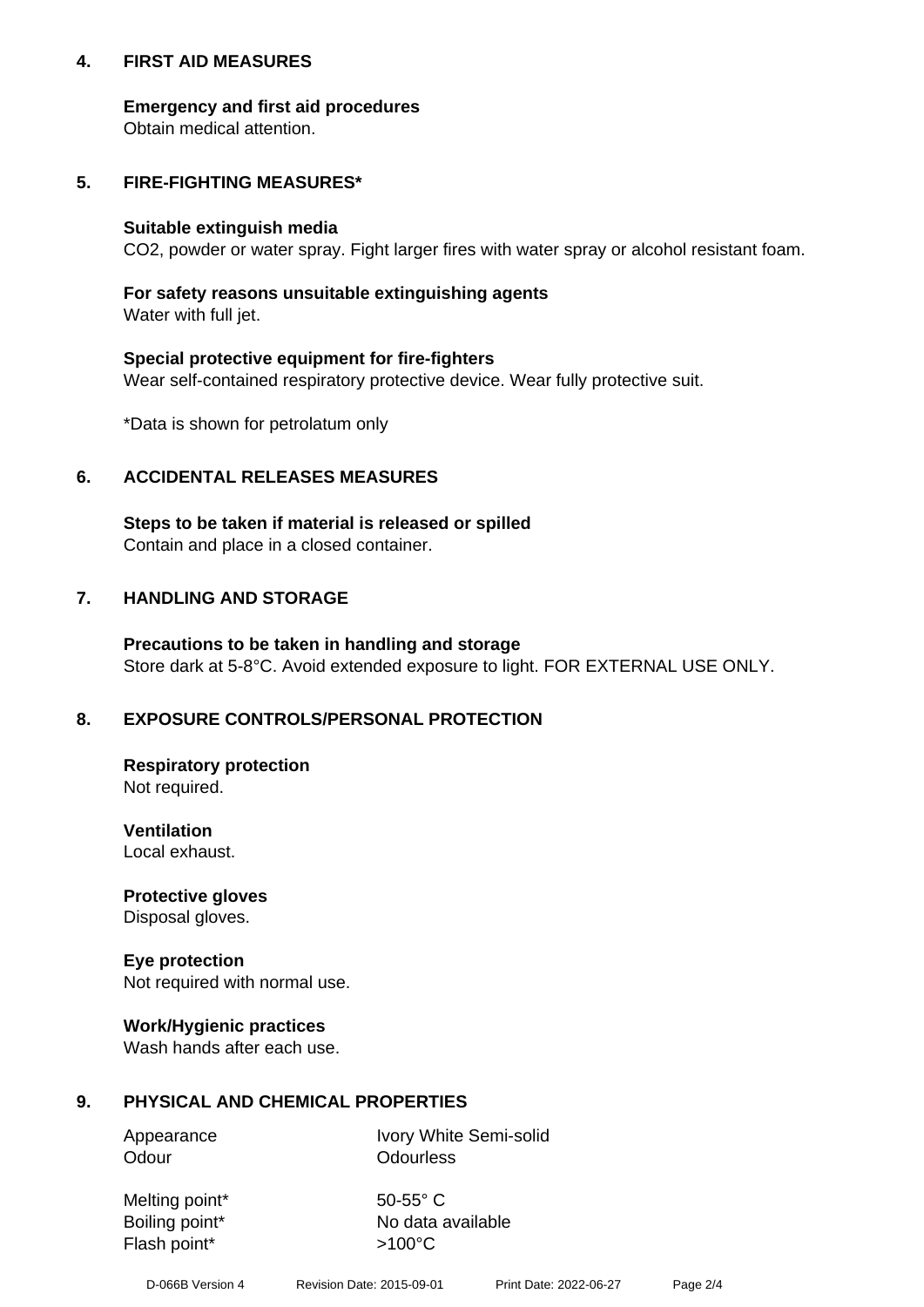## 4. FIRST AID MEASURES

**Emergency and first aid procedures**
Obtain medical attention.

## 5. FIRE-FIGHTING MEASURES*

**Suitable extinguish media**
$CO_2$, powder or water spray. Fight larger fires with water spray or alcohol resistant foam.

**For safety reasons unsuitable extinguishing agents**
Water with full jet.

**Special protective equipment for fire-fighters**
Wear self-contained respiratory protective device. Wear fully protective suit.

*Data is shown for petrolatum only

## 6. ACCIDENTAL RELEASES MEASURES

**Steps to be taken if material is released or spilled**
Contain and place in a closed container.

## 7. HANDLING AND STORAGE

**Precautions to be taken in handling and storage**
Store dark at 5-8°C. Avoid extended exposure to light. FOR EXTERNAL USE ONLY.

## 8. EXPOSURE CONTROLS/PERSONAL PROTECTION

**Respiratory protection**
Not required.

**Ventilation**
Local exhaust.

**Protective gloves**
Disposal gloves.

**Eye protection**
Not required with normal use.

**Work/Hygienic practices**
Wash hands after each use.

## 9. PHYSICAL AND CHEMICAL PROPERTIES

| | |
|---|---|
| Appearance | Ivory White Semi-solid |
| Odour | Odourless |
| Melting point* | 50-55° C |
| Boiling point* | No data available |
| Flash point* | >100°C |

D-066B Version 4 Revision Date: 2015-09-01 Print Date: 2022-06-27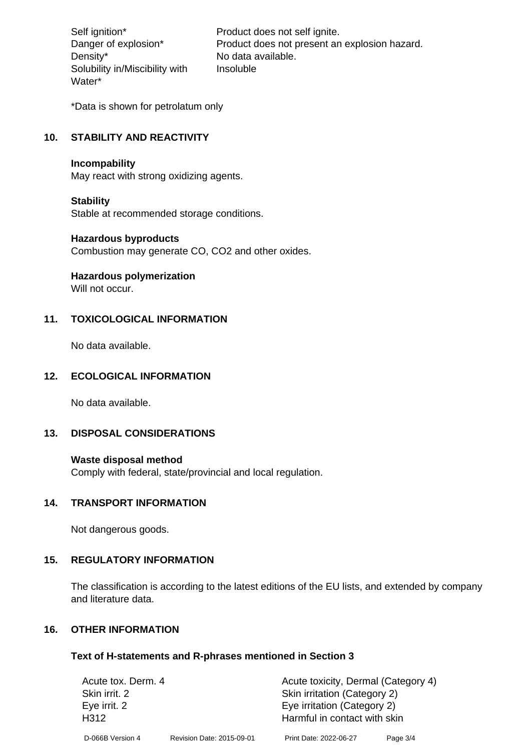| | |
|---|---|
| Self ignition* | Product does not self ignite. |
| Danger of explosion* | Product does not present an explosion hazard. |
| Density* | No data available. |
| Solubility in/Miscibility with Water* | Insoluble |

*Data is shown for petrolatum only

## 10. STABILITY AND REACTIVITY

**Incompability**
May react with strong oxidizing agents.

**Stability**
Stable at recommended storage conditions.

**Hazardous byproducts**
Combustion may generate CO, $CO_2$ and other oxides.

**Hazardous polymerization**
Will not occur.

## 11. TOXICOLOGICAL INFORMATION

No data available.

## 12. ECOLOGICAL INFORMATION

No data available.

## 13. DISPOSAL CONSIDERATIONS

**Waste disposal method**
Comply with federal, state/provincial and local regulation.

## 14. TRANSPORT INFORMATION

Not dangerous goods.

## 15. REGULATORY INFORMATION

The classification is according to the latest editions of the EU lists, and extended by company and literature data.

## 16. OTHER INFORMATION

### Text of H-statements and R-phrases mentioned in Section 3

| | |
|---|---|
| Acute tox. Derm. 4 | Acute toxicity, Dermal (Category 4) |
| Skin irrit. 2 | Skin irritation (Category 2) |
| Eye irrit. 2 | Eye irritation (Category 2) |
| H312 | Harmful in contact with skin |

D-066B Version 4 Revision Date: 2015-09-01 Print Date: 2022-06-27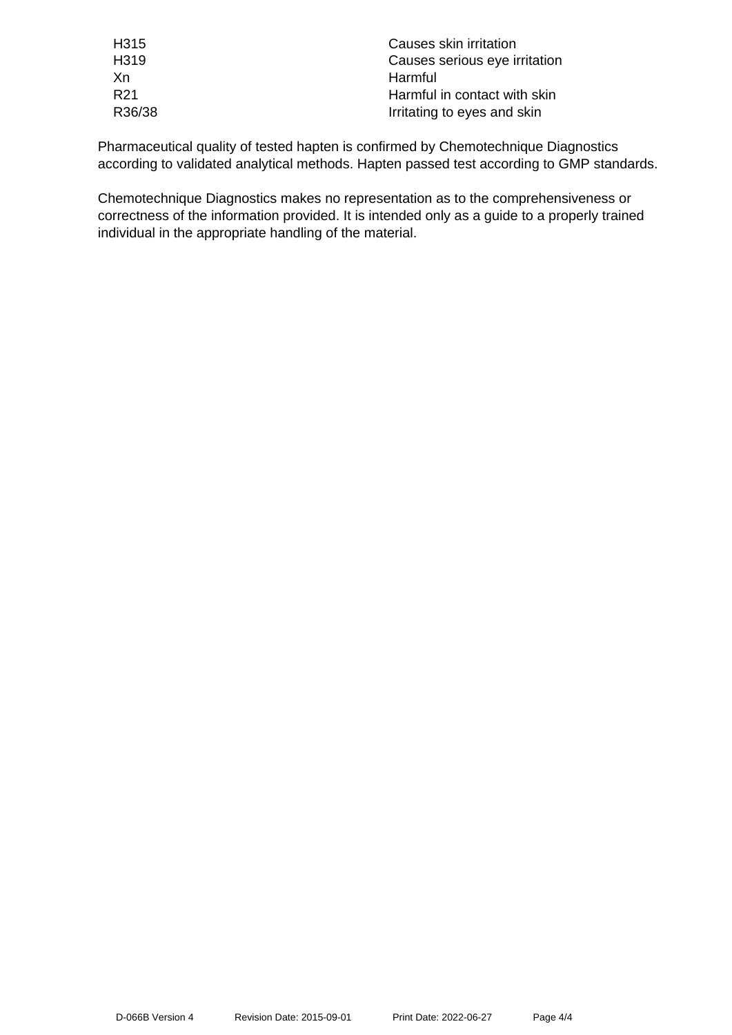| | |
|---|---|
| H315 | Causes skin irritation |
| H319 | Causes serious eye irritation |
| Xn | Harmful |
| R21 | Harmful in contact with skin |
| R36/38 | Irritating to eyes and skin |

Pharmaceutical quality of tested hapten is confirmed by Chemotechnique Diagnostics according to validated analytical methods. Hapten passed test according to GMP standards.

Chemotechnique Diagnostics makes no representation as to the comprehensiveness or correctness of the information provided. It is intended only as a guide to a properly trained individual in the appropriate handling of the material.